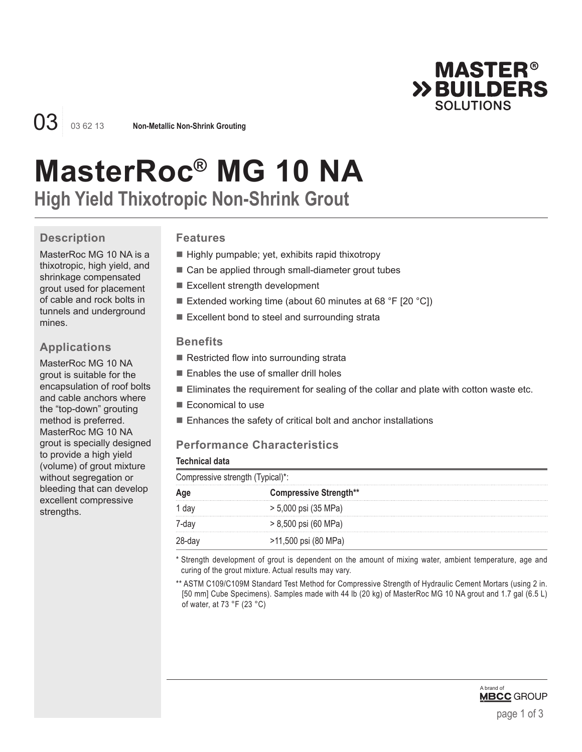03 03 62 13 **Non-Metallic Non-Shrink Grouting**

# MasterRoc® MG 10 NA

## High Yield Thixotropic Non-Shrink Grout

### Description

MasterRoc MG 10 NA is a thixotropic, high yield, and shrinkage compensated grout used for placement of cable and rock bolts in tunnels and underground mines.

### Applications

MasterRoc MG 10 NA grout is suitable for the encapsulation of roof bolts and cable anchors where the "top-down" grouting method is preferred. MasterRoc MG 10 NA grout is specially designed to provide a high yield (volume) of grout mixture without segregation or bleeding that can develop excellent compressive strengths.

### Features

- Highly pumpable; yet, exhibits rapid thixotropy
- Can be applied through small-diameter grout tubes
- Excellent strength development
- Extended working time (about 60 minutes at 68 °F [20 °C])
- Excellent bond to steel and surrounding strata

### Benefits

- Restricted flow into surrounding strata
- Enables the use of smaller drill holes
- Eliminates the requirement for sealing of the collar and plate with cotton waste etc.
- Economical to use
- Enhances the safety of critical bolt and anchor installations

### Performance Characteristics

**Technical data**

Compressive strength (Typical)*:

| Age | Compressive Strength** |
|---|---|
| 1 day | > 5,000 psi (35 MPa) |
| 7-day | > 8,500 psi (60 MPa) |
| 28-day | >11,500 psi (80 MPa) |

\* Strength development of grout is dependent on the amount of mixing water, ambient temperature, age and curing of the grout mixture. Actual results may vary.

\*\* ASTM C109/C109M Standard Test Method for Compressive Strength of Hydraulic Cement Mortars (using 2 in. [50 mm] Cube Specimens). Samples made with 44 lb (20 kg) of MasterRoc MG 10 NA grout and 1.7 gal (6.5 L) of water, at 73 °F (23 °C)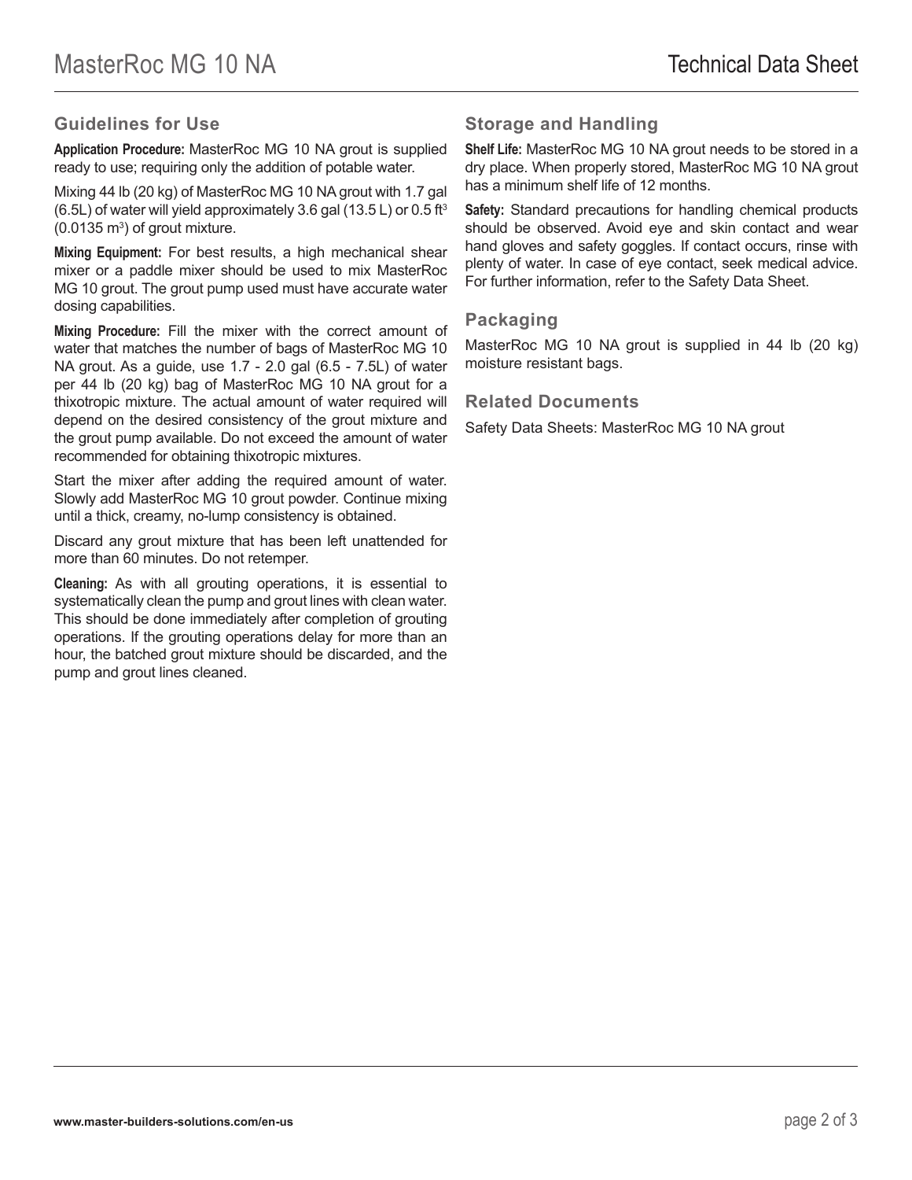## Guidelines for Use

**Application Procedure:** MasterRoc MG 10 NA grout is supplied ready to use; requiring only the addition of potable water.

Mixing 44 lb (20 kg) of MasterRoc MG 10 NA grout with 1.7 gal (6.5L) of water will yield approximately 3.6 gal (13.5 L) or 0.5 $ft^3$ (0.0135 $m^3$) of grout mixture.

**Mixing Equipment:** For best results, a high mechanical shear mixer or a paddle mixer should be used to mix MasterRoc MG 10 grout. The grout pump used must have accurate water dosing capabilities.

**Mixing Procedure:** Fill the mixer with the correct amount of water that matches the number of bags of MasterRoc MG 10 NA grout. As a guide, use 1.7 - 2.0 gal (6.5 - 7.5L) of water per 44 lb (20 kg) bag of MasterRoc MG 10 NA grout for a thixotropic mixture. The actual amount of water required will depend on the desired consistency of the grout mixture and the grout pump available. Do not exceed the amount of water recommended for obtaining thixotropic mixtures.

Start the mixer after adding the required amount of water. Slowly add MasterRoc MG 10 grout powder. Continue mixing until a thick, creamy, no-lump consistency is obtained.

Discard any grout mixture that has been left unattended for more than 60 minutes. Do not retemper.

**Cleaning:** As with all grouting operations, it is essential to systematically clean the pump and grout lines with clean water. This should be done immediately after completion of grouting operations. If the grouting operations delay for more than an hour, the batched grout mixture should be discarded, and the pump and grout lines cleaned.

## Storage and Handling

**Shelf Life:** MasterRoc MG 10 NA grout needs to be stored in a dry place. When properly stored, MasterRoc MG 10 NA grout has a minimum shelf life of 12 months.

**Safety:** Standard precautions for handling chemical products should be observed. Avoid eye and skin contact and wear hand gloves and safety goggles. If contact occurs, rinse with plenty of water. In case of eye contact, seek medical advice. For further information, refer to the Safety Data Sheet.

## Packaging

MasterRoc MG 10 NA grout is supplied in 44 lb (20 kg) moisture resistant bags.

## Related Documents

Safety Data Sheets: MasterRoc MG 10 NA grout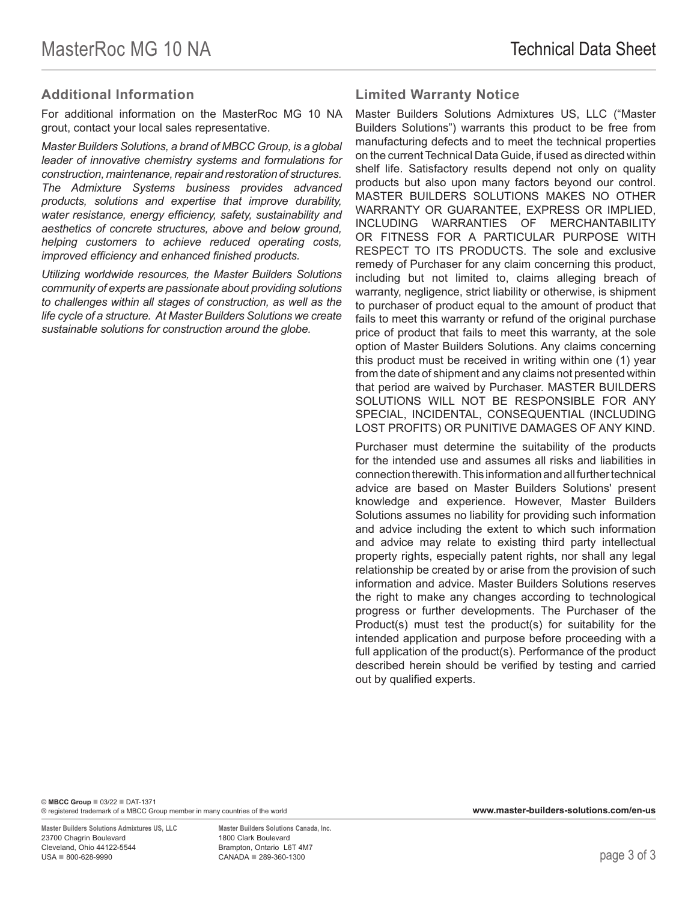## Additional Information

For additional information on the MasterRoc MG 10 NA grout, contact your local sales representative.

*Master Builders Solutions, a brand of MBCC Group, is a global leader of innovative chemistry systems and formulations for construction, maintenance, repair and restoration of structures. The Admixture Systems business provides advanced products, solutions and expertise that improve durability, water resistance, energy efficiency, safety, sustainability and aesthetics of concrete structures, above and below ground, helping customers to achieve reduced operating costs, improved efficiency and enhanced finished products.*

*Utilizing worldwide resources, the Master Builders Solutions community of experts are passionate about providing solutions to challenges within all stages of construction, as well as the life cycle of a structure. At Master Builders Solutions we create sustainable solutions for construction around the globe.*

## Limited Warranty Notice

Master Builders Solutions Admixtures US, LLC ("Master Builders Solutions") warrants this product to be free from manufacturing defects and to meet the technical properties on the current Technical Data Guide, if used as directed within shelf life. Satisfactory results depend not only on quality products but also upon many factors beyond our control. MASTER BUILDERS SOLUTIONS MAKES NO OTHER WARRANTY OR GUARANTEE, EXPRESS OR IMPLIED, INCLUDING WARRANTIES OF MERCHANTABILITY OR FITNESS FOR A PARTICULAR PURPOSE WITH RESPECT TO ITS PRODUCTS. The sole and exclusive remedy of Purchaser for any claim concerning this product, including but not limited to, claims alleging breach of warranty, negligence, strict liability or otherwise, is shipment to purchaser of product equal to the amount of product that fails to meet this warranty or refund of the original purchase price of product that fails to meet this warranty, at the sole option of Master Builders Solutions. Any claims concerning this product must be received in writing within one (1) year from the date of shipment and any claims not presented within that period are waived by Purchaser. MASTER BUILDERS SOLUTIONS WILL NOT BE RESPONSIBLE FOR ANY SPECIAL, INCIDENTAL, CONSEQUENTIAL (INCLUDING LOST PROFITS) OR PUNITIVE DAMAGES OF ANY KIND.

Purchaser must determine the suitability of the products for the intended use and assumes all risks and liabilities in connection therewith. This information and all further technical advice are based on Master Builders Solutions' present knowledge and experience. However, Master Builders Solutions assumes no liability for providing such information and advice including the extent to which such information and advice may relate to existing third party intellectual property rights, especially patent rights, nor shall any legal relationship be created by or arise from the provision of such information and advice. Master Builders Solutions reserves the right to make any changes according to technological progress or further developments. The Purchaser of the Product(s) must test the product(s) for suitability for the intended application and purpose before proceeding with a full application of the product(s). Performance of the product described herein should be verified by testing and carried out by qualified experts.

© **MBCC Group** ■ 03/22 ■ DAT-1371
® registered trademark of a MBCC Group member in many countries of the world

**www.master-builders-solutions.com/en-us**

**Master Builders Solutions Admixtures US, LLC**
23700 Chagrin Boulevard
Cleveland, Ohio 44122-5544
USA ■ 800-628-9990

**Master Builders Solutions Canada, Inc.**
1800 Clark Boulevard
Brampton, Ontario L6T 4M7
CANADA ■ 289-360-1300